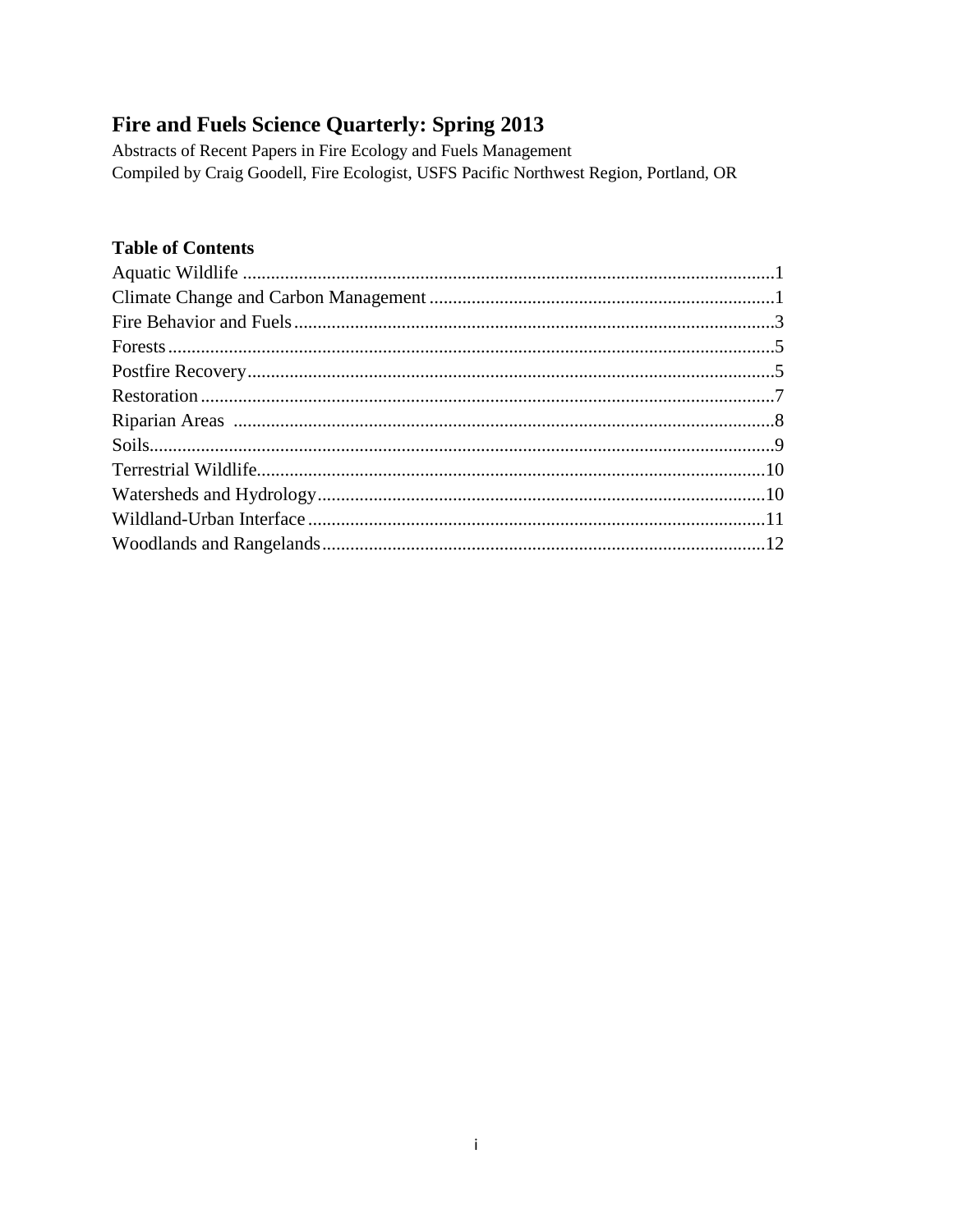# Fire and Fuels Science Quarterly: Spring 2013

Abstracts of Recent Papers in Fire Ecology and Fuels Management
Compiled by Craig Goodell, Fire Ecologist, USFS Pacific Northwest Region, Portland, OR

## Table of Contents

Aquatic Wildlife ....................................................................................................................1
Climate Change and Carbon Management ...........................................................................1
Fire Behavior and Fuels ........................................................................................................3
Forests ...................................................................................................................................5
Postfire Recovery ..................................................................................................................5
Restoration ............................................................................................................................7
Riparian Areas .......................................................................................................................8
Soils .......................................................................................................................................9
Terrestrial Wildlife ...............................................................................................................10
Watersheds and Hydrology ..................................................................................................10
Wildland-Urban Interface ....................................................................................................11
Woodlands and Rangelands .................................................................................................12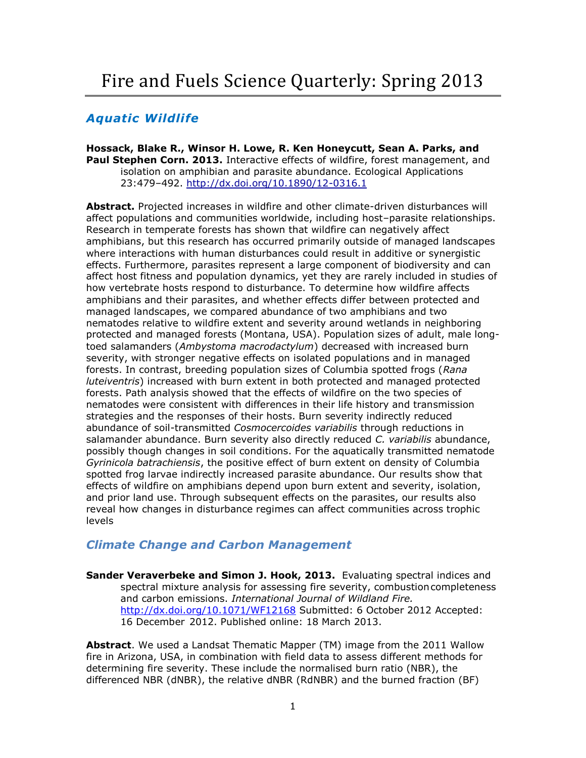# Fire and Fuels Science Quarterly: Spring 2013

## *Aquatic Wildlife*

**Hossack, Blake R., Winsor H. Lowe, R. Ken Honeycutt, Sean A. Parks, and Paul Stephen Corn. 2013.** Interactive effects of wildfire, forest management, and isolation on amphibian and parasite abundance. Ecological Applications 23:479–492. http://dx.doi.org/10.1890/12-0316.1

**Abstract.** Projected increases in wildfire and other climate-driven disturbances will affect populations and communities worldwide, including host–parasite relationships. Research in temperate forests has shown that wildfire can negatively affect amphibians, but this research has occurred primarily outside of managed landscapes where interactions with human disturbances could result in additive or synergistic effects. Furthermore, parasites represent a large component of biodiversity and can affect host fitness and population dynamics, yet they are rarely included in studies of how vertebrate hosts respond to disturbance. To determine how wildfire affects amphibians and their parasites, and whether effects differ between protected and managed landscapes, we compared abundance of two amphibians and two nematodes relative to wildfire extent and severity around wetlands in neighboring protected and managed forests (Montana, USA). Population sizes of adult, male long-toed salamanders (*Ambystoma macrodactylum*) decreased with increased burn severity, with stronger negative effects on isolated populations and in managed forests. In contrast, breeding population sizes of Columbia spotted frogs (*Rana luteiventris*) increased with burn extent in both protected and managed protected forests. Path analysis showed that the effects of wildfire on the two species of nematodes were consistent with differences in their life history and transmission strategies and the responses of their hosts. Burn severity indirectly reduced abundance of soil-transmitted *Cosmocercoides variabilis* through reductions in salamander abundance. Burn severity also directly reduced *C. variabilis* abundance, possibly though changes in soil conditions. For the aquatically transmitted nematode *Gyrinicola batrachiensis*, the positive effect of burn extent on density of Columbia spotted frog larvae indirectly increased parasite abundance. Our results show that effects of wildfire on amphibians depend upon burn extent and severity, isolation, and prior land use. Through subsequent effects on the parasites, our results also reveal how changes in disturbance regimes can affect communities across trophic levels

## *Climate Change and Carbon Management*

**Sander Veraverbeke and Simon J. Hook, 2013.** Evaluating spectral indices and spectral mixture analysis for assessing fire severity, combustion completeness and carbon emissions. *International Journal of Wildland Fire.* http://dx.doi.org/10.1071/WF12168 Submitted: 6 October 2012 Accepted: 16 December 2012. Published online: 18 March 2013.

**Abstract**. We used a Landsat Thematic Mapper (TM) image from the 2011 Wallow fire in Arizona, USA, in combination with field data to assess different methods for determining fire severity. These include the normalised burn ratio (NBR), the differenced NBR (dNBR), the relative dNBR (RdNBR) and the burned fraction (BF)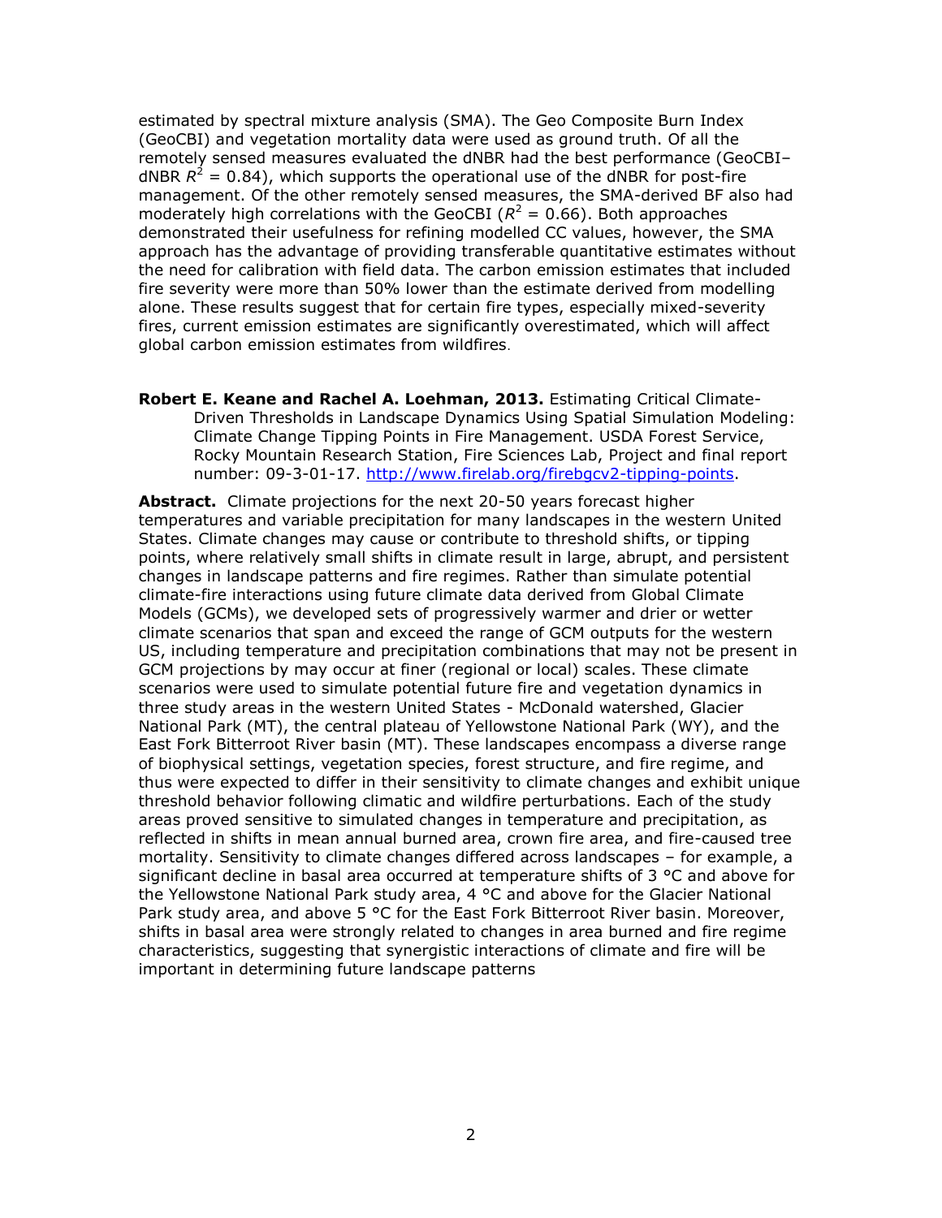estimated by spectral mixture analysis (SMA). The Geo Composite Burn Index (GeoCBI) and vegetation mortality data were used as ground truth. Of all the remotely sensed measures evaluated the dNBR had the best performance (GeoCBI–dNBR $R^2 = 0.84$), which supports the operational use of the dNBR for post-fire management. Of the other remotely sensed measures, the SMA-derived BF also had moderately high correlations with the GeoCBI ($R^2 = 0.66$). Both approaches demonstrated their usefulness for refining modelled CC values, however, the SMA approach has the advantage of providing transferable quantitative estimates without the need for calibration with field data. The carbon emission estimates that included fire severity were more than 50% lower than the estimate derived from modelling alone. These results suggest that for certain fire types, especially mixed-severity fires, current emission estimates are significantly overestimated, which will affect global carbon emission estimates from wildfires.

**Robert E. Keane and Rachel A. Loehman, 2013.** Estimating Critical Climate-Driven Thresholds in Landscape Dynamics Using Spatial Simulation Modeling: Climate Change Tipping Points in Fire Management. USDA Forest Service, Rocky Mountain Research Station, Fire Sciences Lab, Project and final report number: 09-3-01-17. http://www.firelab.org/firebgcv2-tipping-points.

**Abstract.** Climate projections for the next 20-50 years forecast higher temperatures and variable precipitation for many landscapes in the western United States. Climate changes may cause or contribute to threshold shifts, or tipping points, where relatively small shifts in climate result in large, abrupt, and persistent changes in landscape patterns and fire regimes. Rather than simulate potential climate-fire interactions using future climate data derived from Global Climate Models (GCMs), we developed sets of progressively warmer and drier or wetter climate scenarios that span and exceed the range of GCM outputs for the western US, including temperature and precipitation combinations that may not be present in GCM projections by may occur at finer (regional or local) scales. These climate scenarios were used to simulate potential future fire and vegetation dynamics in three study areas in the western United States - McDonald watershed, Glacier National Park (MT), the central plateau of Yellowstone National Park (WY), and the East Fork Bitterroot River basin (MT). These landscapes encompass a diverse range of biophysical settings, vegetation species, forest structure, and fire regime, and thus were expected to differ in their sensitivity to climate changes and exhibit unique threshold behavior following climatic and wildfire perturbations. Each of the study areas proved sensitive to simulated changes in temperature and precipitation, as reflected in shifts in mean annual burned area, crown fire area, and fire-caused tree mortality. Sensitivity to climate changes differed across landscapes – for example, a significant decline in basal area occurred at temperature shifts of 3 °C and above for the Yellowstone National Park study area, 4 °C and above for the Glacier National Park study area, and above 5 °C for the East Fork Bitterroot River basin. Moreover, shifts in basal area were strongly related to changes in area burned and fire regime characteristics, suggesting that synergistic interactions of climate and fire will be important in determining future landscape patterns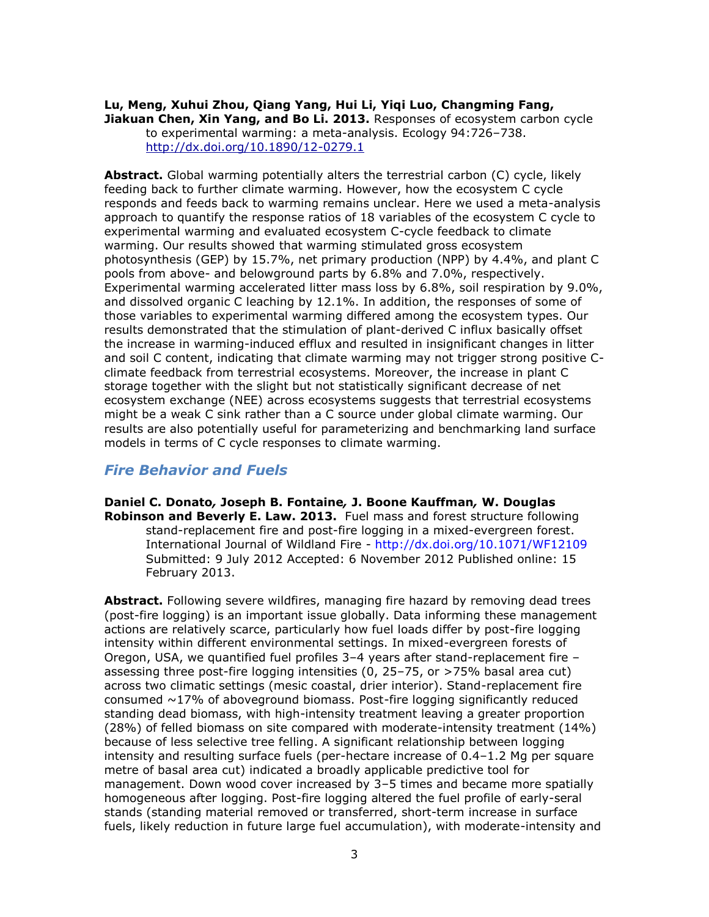**Lu, Meng, Xuhui Zhou, Qiang Yang, Hui Li, Yiqi Luo, Changming Fang, Jiakuan Chen, Xin Yang, and Bo Li. 2013.** Responses of ecosystem carbon cycle to experimental warming: a meta-analysis. Ecology 94:726–738. http://dx.doi.org/10.1890/12-0279.1

**Abstract.** Global warming potentially alters the terrestrial carbon (C) cycle, likely feeding back to further climate warming. However, how the ecosystem C cycle responds and feeds back to warming remains unclear. Here we used a meta-analysis approach to quantify the response ratios of 18 variables of the ecosystem C cycle to experimental warming and evaluated ecosystem C-cycle feedback to climate warming. Our results showed that warming stimulated gross ecosystem photosynthesis (GEP) by 15.7%, net primary production (NPP) by 4.4%, and plant C pools from above- and belowground parts by 6.8% and 7.0%, respectively. Experimental warming accelerated litter mass loss by 6.8%, soil respiration by 9.0%, and dissolved organic C leaching by 12.1%. In addition, the responses of some of those variables to experimental warming differed among the ecosystem types. Our results demonstrated that the stimulation of plant-derived C influx basically offset the increase in warming-induced efflux and resulted in insignificant changes in litter and soil C content, indicating that climate warming may not trigger strong positive C-climate feedback from terrestrial ecosystems. Moreover, the increase in plant C storage together with the slight but not statistically significant decrease of net ecosystem exchange (NEE) across ecosystems suggests that terrestrial ecosystems might be a weak C sink rather than a C source under global climate warming. Our results are also potentially useful for parameterizing and benchmarking land surface models in terms of C cycle responses to climate warming.

## *Fire Behavior and Fuels*

**Daniel C. Donato, Joseph B. Fontaine, J. Boone Kauffman, W. Douglas Robinson and Beverly E. Law. 2013.** Fuel mass and forest structure following stand-replacement fire and post-fire logging in a mixed-evergreen forest. International Journal of Wildland Fire - http://dx.doi.org/10.1071/WF12109 Submitted: 9 July 2012 Accepted: 6 November 2012 Published online: 15 February 2013.

**Abstract.** Following severe wildfires, managing fire hazard by removing dead trees (post-fire logging) is an important issue globally. Data informing these management actions are relatively scarce, particularly how fuel loads differ by post-fire logging intensity within different environmental settings. In mixed-evergreen forests of Oregon, USA, we quantified fuel profiles 3–4 years after stand-replacement fire – assessing three post-fire logging intensities (0, 25–75, or >75% basal area cut) across two climatic settings (mesic coastal, drier interior). Stand-replacement fire consumed ~17% of aboveground biomass. Post-fire logging significantly reduced standing dead biomass, with high-intensity treatment leaving a greater proportion (28%) of felled biomass on site compared with moderate-intensity treatment (14%) because of less selective tree felling. A significant relationship between logging intensity and resulting surface fuels (per-hectare increase of 0.4–1.2 Mg per square metre of basal area cut) indicated a broadly applicable predictive tool for management. Down wood cover increased by 3–5 times and became more spatially homogeneous after logging. Post-fire logging altered the fuel profile of early-seral stands (standing material removed or transferred, short-term increase in surface fuels, likely reduction in future large fuel accumulation), with moderate-intensity and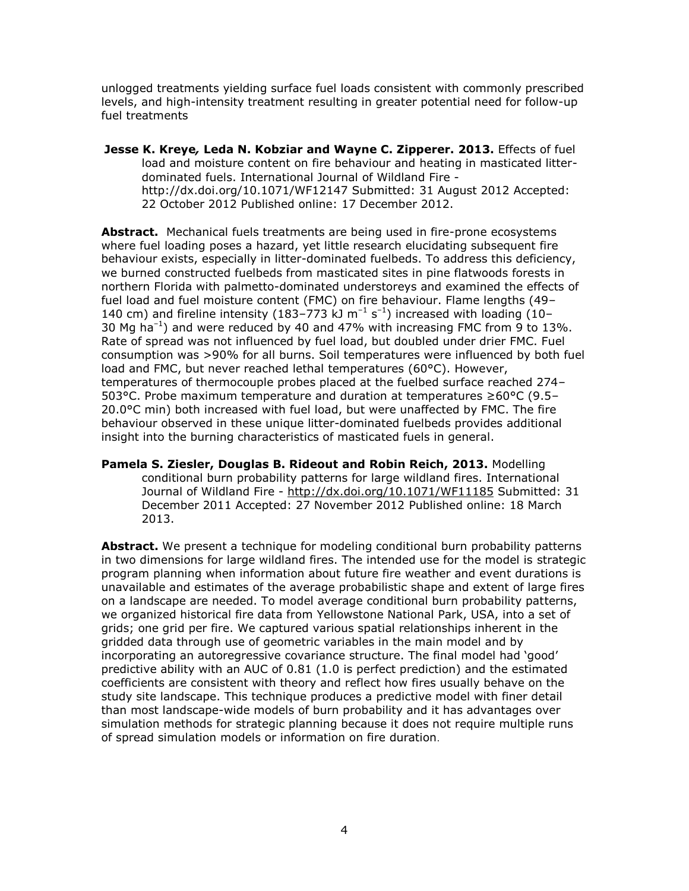unlogged treatments yielding surface fuel loads consistent with commonly prescribed levels, and high-intensity treatment resulting in greater potential need for follow-up fuel treatments

**Jesse K. Kreye, Leda N. Kobziar and Wayne C. Zipperer. 2013.** Effects of fuel load and moisture content on fire behaviour and heating in masticated litter-dominated fuels. International Journal of Wildland Fire - http://dx.doi.org/10.1071/WF12147 Submitted: 31 August 2012 Accepted: 22 October 2012 Published online: 17 December 2012.

**Abstract.** Mechanical fuels treatments are being used in fire-prone ecosystems where fuel loading poses a hazard, yet little research elucidating subsequent fire behaviour exists, especially in litter-dominated fuelbeds. To address this deficiency, we burned constructed fuelbeds from masticated sites in pine flatwoods forests in northern Florida with palmetto-dominated understoreys and examined the effects of fuel load and fuel moisture content (FMC) on fire behaviour. Flame lengths (49–140 cm) and fireline intensity (183–773 kJ $m^{-1}$ $s^{-1}$) increased with loading (10–30 Mg $ha^{-1}$) and were reduced by 40 and 47% with increasing FMC from 9 to 13%. Rate of spread was not influenced by fuel load, but doubled under drier FMC. Fuel consumption was >90% for all burns. Soil temperatures were influenced by both fuel load and FMC, but never reached lethal temperatures (60°C). However, temperatures of thermocouple probes placed at the fuelbed surface reached 274–503°C. Probe maximum temperature and duration at temperatures ≥60°C (9.5–20.0°C min) both increased with fuel load, but were unaffected by FMC. The fire behaviour observed in these unique litter-dominated fuelbeds provides additional insight into the burning characteristics of masticated fuels in general.

**Pamela S. Ziesler, Douglas B. Rideout and Robin Reich, 2013.** Modelling conditional burn probability patterns for large wildland fires. International Journal of Wildland Fire - http://dx.doi.org/10.1071/WF11185 Submitted: 31 December 2011 Accepted: 27 November 2012 Published online: 18 March 2013.

**Abstract.** We present a technique for modeling conditional burn probability patterns in two dimensions for large wildland fires. The intended use for the model is strategic program planning when information about future fire weather and event durations is unavailable and estimates of the average probabilistic shape and extent of large fires on a landscape are needed. To model average conditional burn probability patterns, we organized historical fire data from Yellowstone National Park, USA, into a set of grids; one grid per fire. We captured various spatial relationships inherent in the gridded data through use of geometric variables in the main model and by incorporating an autoregressive covariance structure. The final model had 'good' predictive ability with an AUC of 0.81 (1.0 is perfect prediction) and the estimated coefficients are consistent with theory and reflect how fires usually behave on the study site landscape. This technique produces a predictive model with finer detail than most landscape-wide models of burn probability and it has advantages over simulation methods for strategic planning because it does not require multiple runs of spread simulation models or information on fire duration.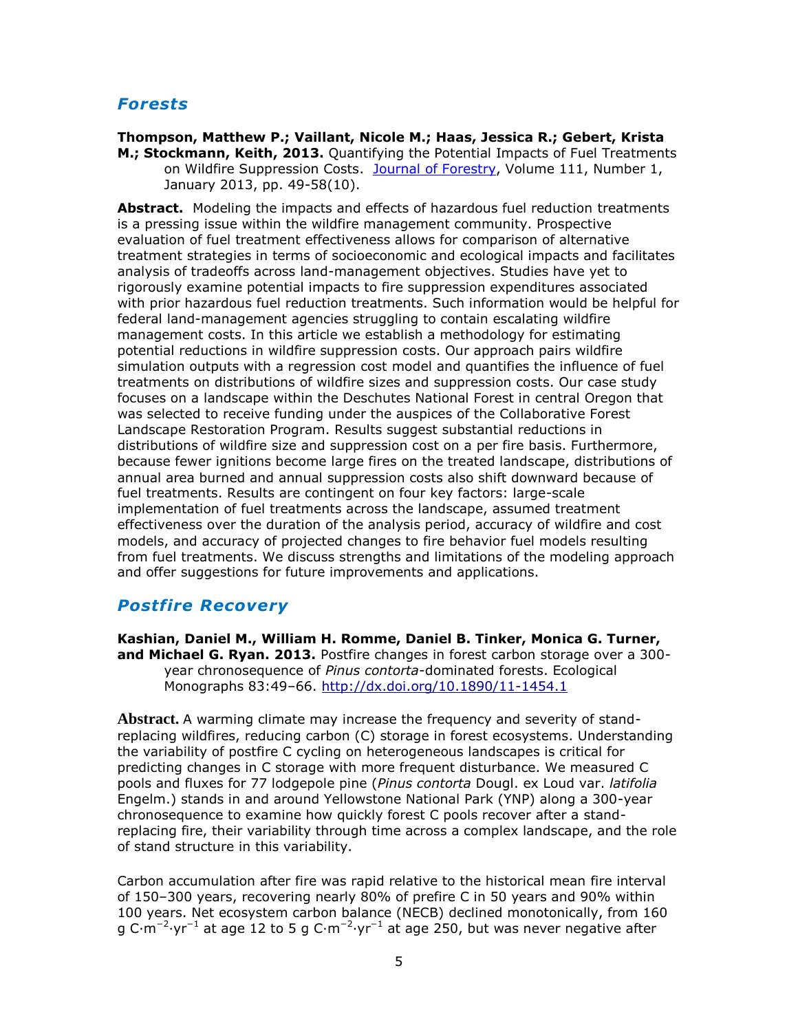## *Forests*

**Thompson, Matthew P.; Vaillant, Nicole M.; Haas, Jessica R.; Gebert, Krista M.; Stockmann, Keith, 2013.** Quantifying the Potential Impacts of Fuel Treatments on Wildfire Suppression Costs. [Journal of Forestry](), Volume 111, Number 1, January 2013, pp. 49-58(10).

**Abstract.** Modeling the impacts and effects of hazardous fuel reduction treatments is a pressing issue within the wildfire management community. Prospective evaluation of fuel treatment effectiveness allows for comparison of alternative treatment strategies in terms of socioeconomic and ecological impacts and facilitates analysis of tradeoffs across land-management objectives. Studies have yet to rigorously examine potential impacts to fire suppression expenditures associated with prior hazardous fuel reduction treatments. Such information would be helpful for federal land-management agencies struggling to contain escalating wildfire management costs. In this article we establish a methodology for estimating potential reductions in wildfire suppression costs. Our approach pairs wildfire simulation outputs with a regression cost model and quantifies the influence of fuel treatments on distributions of wildfire sizes and suppression costs. Our case study focuses on a landscape within the Deschutes National Forest in central Oregon that was selected to receive funding under the auspices of the Collaborative Forest Landscape Restoration Program. Results suggest substantial reductions in distributions of wildfire size and suppression cost on a per fire basis. Furthermore, because fewer ignitions become large fires on the treated landscape, distributions of annual area burned and annual suppression costs also shift downward because of fuel treatments. Results are contingent on four key factors: large-scale implementation of fuel treatments across the landscape, assumed treatment effectiveness over the duration of the analysis period, accuracy of wildfire and cost models, and accuracy of projected changes to fire behavior fuel models resulting from fuel treatments. We discuss strengths and limitations of the modeling approach and offer suggestions for future improvements and applications.

## *Postfire Recovery*

**Kashian, Daniel M., William H. Romme, Daniel B. Tinker, Monica G. Turner, and Michael G. Ryan. 2013.** Postfire changes in forest carbon storage over a 300-year chronosequence of *Pinus contorta*-dominated forests. Ecological Monographs 83:49–66. [http://dx.doi.org/10.1890/11-1454.1](http://dx.doi.org/10.1890/11-1454.1)

**Abstract.** A warming climate may increase the frequency and severity of stand-replacing wildfires, reducing carbon (C) storage in forest ecosystems. Understanding the variability of postfire C cycling on heterogeneous landscapes is critical for predicting changes in C storage with more frequent disturbance. We measured C pools and fluxes for 77 lodgepole pine (*Pinus contorta* Dougl. ex Loud var. *latifolia* Engelm.) stands in and around Yellowstone National Park (YNP) along a 300-year chronosequence to examine how quickly forest C pools recover after a stand-replacing fire, their variability through time across a complex landscape, and the role of stand structure in this variability.

Carbon accumulation after fire was rapid relative to the historical mean fire interval of 150–300 years, recovering nearly 80% of prefire C in 50 years and 90% within 100 years. Net ecosystem carbon balance (NECB) declined monotonically, from 160 g $C \cdot m^{-2} \cdot yr^{-1}$ at age 12 to 5 g $C \cdot m^{-2} \cdot yr^{-1}$ at age 250, but was never negative after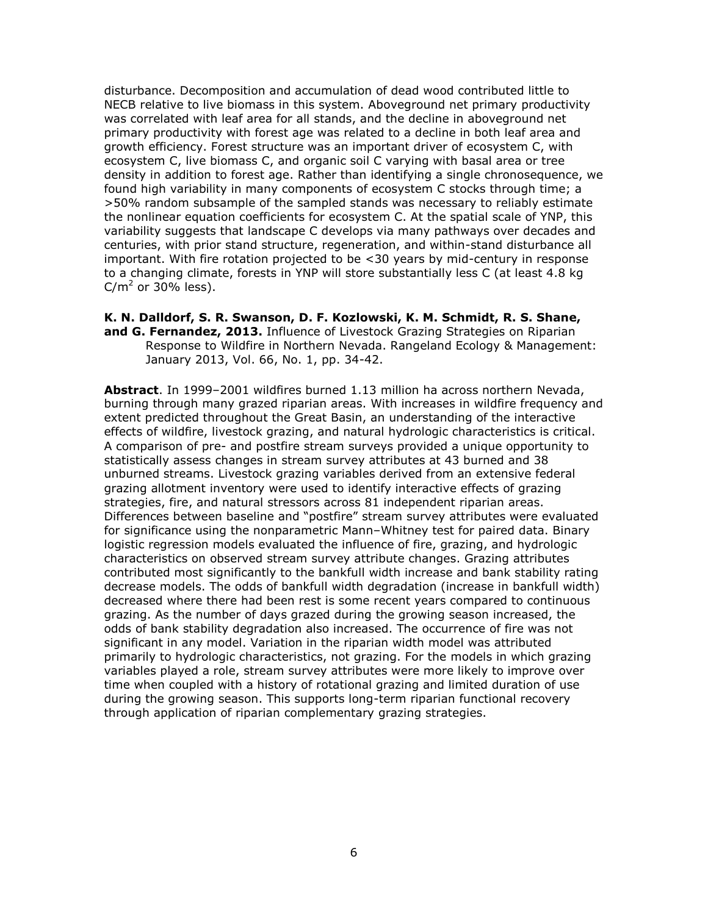disturbance. Decomposition and accumulation of dead wood contributed little to NECB relative to live biomass in this system. Aboveground net primary productivity was correlated with leaf area for all stands, and the decline in aboveground net primary productivity with forest age was related to a decline in both leaf area and growth efficiency. Forest structure was an important driver of ecosystem C, with ecosystem C, live biomass C, and organic soil C varying with basal area or tree density in addition to forest age. Rather than identifying a single chronosequence, we found high variability in many components of ecosystem C stocks through time; a >50% random subsample of the sampled stands was necessary to reliably estimate the nonlinear equation coefficients for ecosystem C. At the spatial scale of YNP, this variability suggests that landscape C develops via many pathways over decades and centuries, with prior stand structure, regeneration, and within-stand disturbance all important. With fire rotation projected to be <30 years by mid-century in response to a changing climate, forests in YNP will store substantially less C (at least 4.8 kg $C/m^2$ or 30% less).

**K. N. Dalldorf, S. R. Swanson, D. F. Kozlowski, K. M. Schmidt, R. S. Shane, and G. Fernandez, 2013.** Influence of Livestock Grazing Strategies on Riparian Response to Wildfire in Northern Nevada. Rangeland Ecology & Management: January 2013, Vol. 66, No. 1, pp. 34-42.

**Abstract**. In 1999–2001 wildfires burned 1.13 million ha across northern Nevada, burning through many grazed riparian areas. With increases in wildfire frequency and extent predicted throughout the Great Basin, an understanding of the interactive effects of wildfire, livestock grazing, and natural hydrologic characteristics is critical. A comparison of pre- and postfire stream surveys provided a unique opportunity to statistically assess changes in stream survey attributes at 43 burned and 38 unburned streams. Livestock grazing variables derived from an extensive federal grazing allotment inventory were used to identify interactive effects of grazing strategies, fire, and natural stressors across 81 independent riparian areas. Differences between baseline and "postfire" stream survey attributes were evaluated for significance using the nonparametric Mann–Whitney test for paired data. Binary logistic regression models evaluated the influence of fire, grazing, and hydrologic characteristics on observed stream survey attribute changes. Grazing attributes contributed most significantly to the bankfull width increase and bank stability rating decrease models. The odds of bankfull width degradation (increase in bankfull width) decreased where there had been rest is some recent years compared to continuous grazing. As the number of days grazed during the growing season increased, the odds of bank stability degradation also increased. The occurrence of fire was not significant in any model. Variation in the riparian width model was attributed primarily to hydrologic characteristics, not grazing. For the models in which grazing variables played a role, stream survey attributes were more likely to improve over time when coupled with a history of rotational grazing and limited duration of use during the growing season. This supports long-term riparian functional recovery through application of riparian complementary grazing strategies.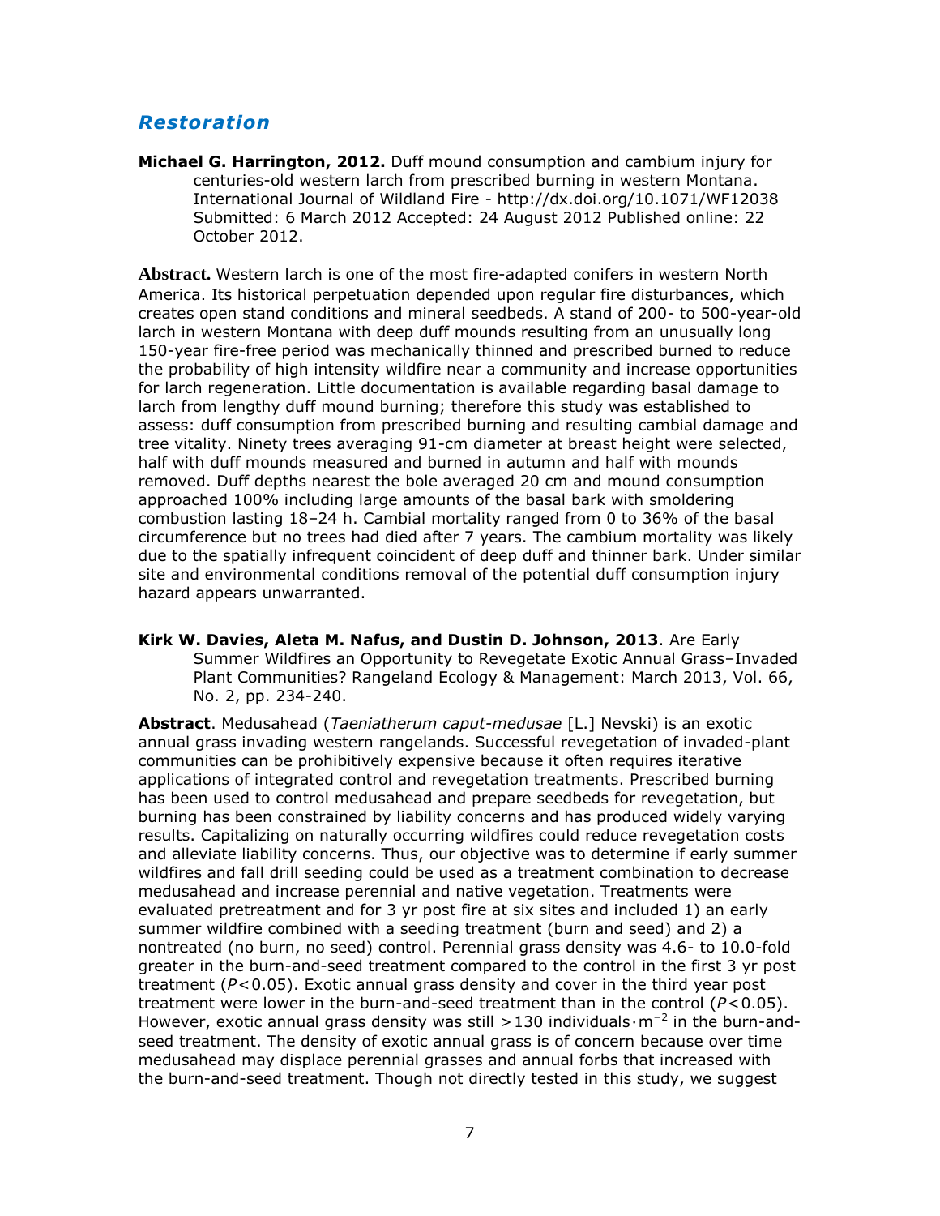## *Restoration*

**Michael G. Harrington, 2012.** Duff mound consumption and cambium injury for centuries-old western larch from prescribed burning in western Montana. International Journal of Wildland Fire - http://dx.doi.org/10.1071/WF12038 Submitted: 6 March 2012 Accepted: 24 August 2012 Published online: 22 October 2012.

**Abstract.** Western larch is one of the most fire-adapted conifers in western North America. Its historical perpetuation depended upon regular fire disturbances, which creates open stand conditions and mineral seedbeds. A stand of 200- to 500-year-old larch in western Montana with deep duff mounds resulting from an unusually long 150-year fire-free period was mechanically thinned and prescribed burned to reduce the probability of high intensity wildfire near a community and increase opportunities for larch regeneration. Little documentation is available regarding basal damage to larch from lengthy duff mound burning; therefore this study was established to assess: duff consumption from prescribed burning and resulting cambial damage and tree vitality. Ninety trees averaging 91-cm diameter at breast height were selected, half with duff mounds measured and burned in autumn and half with mounds removed. Duff depths nearest the bole averaged 20 cm and mound consumption approached 100% including large amounts of the basal bark with smoldering combustion lasting 18–24 h. Cambial mortality ranged from 0 to 36% of the basal circumference but no trees had died after 7 years. The cambium mortality was likely due to the spatially infrequent coincident of deep duff and thinner bark. Under similar site and environmental conditions removal of the potential duff consumption injury hazard appears unwarranted.

**Kirk W. Davies, Aleta M. Nafus, and Dustin D. Johnson, 2013**. Are Early Summer Wildfires an Opportunity to Revegetate Exotic Annual Grass–Invaded Plant Communities? Rangeland Ecology & Management: March 2013, Vol. 66, No. 2, pp. 234-240.

**Abstract**. Medusahead (*Taeniatherum caput-medusae* [L.] Nevski) is an exotic annual grass invading western rangelands. Successful revegetation of invaded-plant communities can be prohibitively expensive because it often requires iterative applications of integrated control and revegetation treatments. Prescribed burning has been used to control medusahead and prepare seedbeds for revegetation, but burning has been constrained by liability concerns and has produced widely varying results. Capitalizing on naturally occurring wildfires could reduce revegetation costs and alleviate liability concerns. Thus, our objective was to determine if early summer wildfires and fall drill seeding could be used as a treatment combination to decrease medusahead and increase perennial and native vegetation. Treatments were evaluated pretreatment and for 3 yr post fire at six sites and included 1) an early summer wildfire combined with a seeding treatment (burn and seed) and 2) a nontreated (no burn, no seed) control. Perennial grass density was 4.6- to 10.0-fold greater in the burn-and-seed treatment compared to the control in the first 3 yr post treatment ($P<0.05$). Exotic annual grass density and cover in the third year post treatment were lower in the burn-and-seed treatment than in the control ($P<0.05$). However, exotic annual grass density was still $>130$ individuals$\cdot m^{-2}$ in the burn-and-seed treatment. The density of exotic annual grass is of concern because over time medusahead may displace perennial grasses and annual forbs that increased with the burn-and-seed treatment. Though not directly tested in this study, we suggest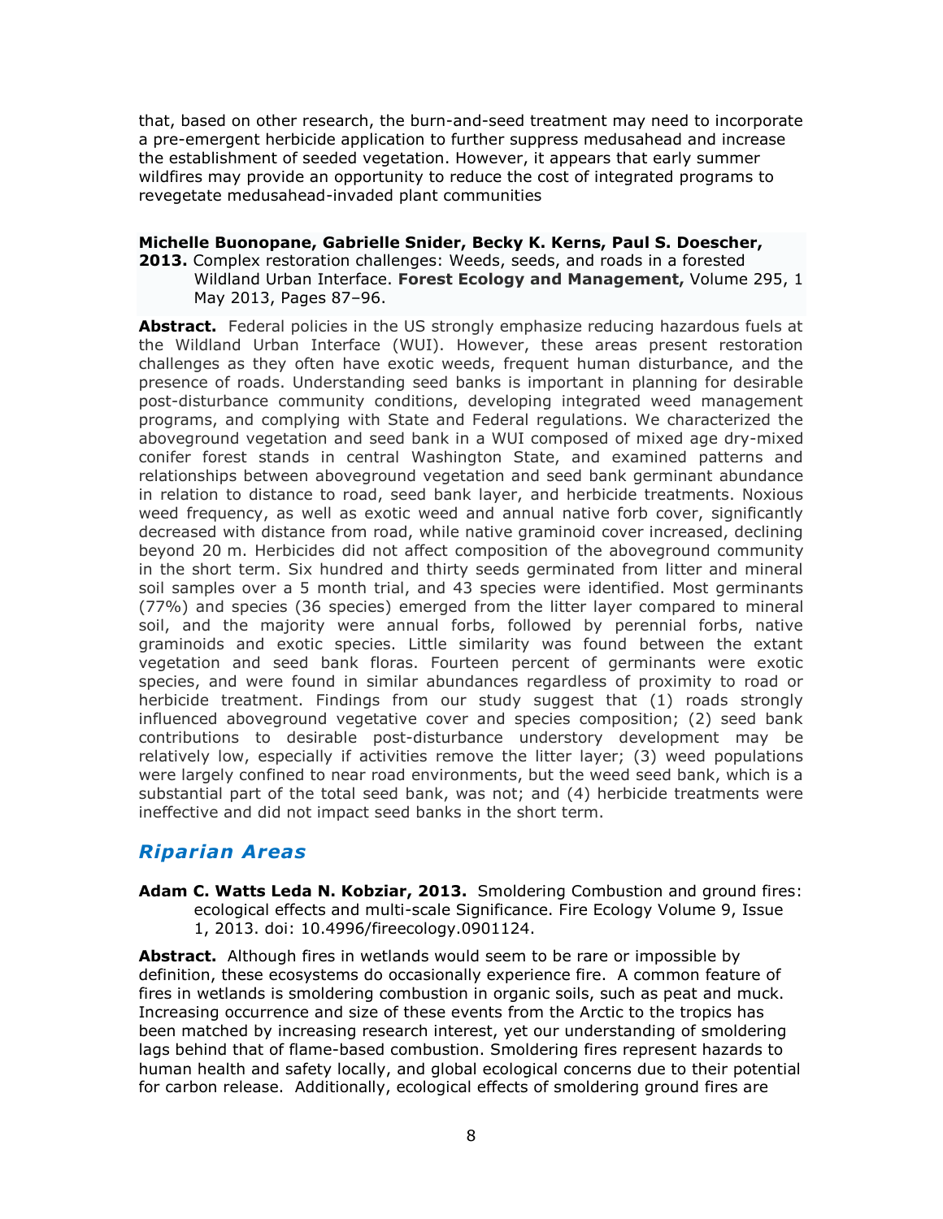that, based on other research, the burn-and-seed treatment may need to incorporate a pre-emergent herbicide application to further suppress medusahead and increase the establishment of seeded vegetation. However, it appears that early summer wildfires may provide an opportunity to reduce the cost of integrated programs to revegetate medusahead-invaded plant communities

**Michelle Buonopane, Gabrielle Snider, Becky K. Kerns, Paul S. Doescher, 2013.** Complex restoration challenges: Weeds, seeds, and roads in a forested Wildland Urban Interface. **Forest Ecology and Management,** Volume 295, 1 May 2013, Pages 87–96.

**Abstract.** Federal policies in the US strongly emphasize reducing hazardous fuels at the Wildland Urban Interface (WUI). However, these areas present restoration challenges as they often have exotic weeds, frequent human disturbance, and the presence of roads. Understanding seed banks is important in planning for desirable post-disturbance community conditions, developing integrated weed management programs, and complying with State and Federal regulations. We characterized the aboveground vegetation and seed bank in a WUI composed of mixed age dry-mixed conifer forest stands in central Washington State, and examined patterns and relationships between aboveground vegetation and seed bank germinant abundance in relation to distance to road, seed bank layer, and herbicide treatments. Noxious weed frequency, as well as exotic weed and annual native forb cover, significantly decreased with distance from road, while native graminoid cover increased, declining beyond 20 m. Herbicides did not affect composition of the aboveground community in the short term. Six hundred and thirty seeds germinated from litter and mineral soil samples over a 5 month trial, and 43 species were identified. Most germinants (77%) and species (36 species) emerged from the litter layer compared to mineral soil, and the majority were annual forbs, followed by perennial forbs, native graminoids and exotic species. Little similarity was found between the extant vegetation and seed bank floras. Fourteen percent of germinants were exotic species, and were found in similar abundances regardless of proximity to road or herbicide treatment. Findings from our study suggest that (1) roads strongly influenced aboveground vegetative cover and species composition; (2) seed bank contributions to desirable post-disturbance understory development may be relatively low, especially if activities remove the litter layer; (3) weed populations were largely confined to near road environments, but the weed seed bank, which is a substantial part of the total seed bank, was not; and (4) herbicide treatments were ineffective and did not impact seed banks in the short term.

## *Riparian Areas*

**Adam C. Watts Leda N. Kobziar, 2013.** Smoldering Combustion and ground fires: ecological effects and multi-scale Significance. Fire Ecology Volume 9, Issue 1, 2013. doi: 10.4996/fireecology.0901124.

**Abstract.** Although fires in wetlands would seem to be rare or impossible by definition, these ecosystems do occasionally experience fire. A common feature of fires in wetlands is smoldering combustion in organic soils, such as peat and muck. Increasing occurrence and size of these events from the Arctic to the tropics has been matched by increasing research interest, yet our understanding of smoldering lags behind that of flame-based combustion. Smoldering fires represent hazards to human health and safety locally, and global ecological concerns due to their potential for carbon release. Additionally, ecological effects of smoldering ground fires are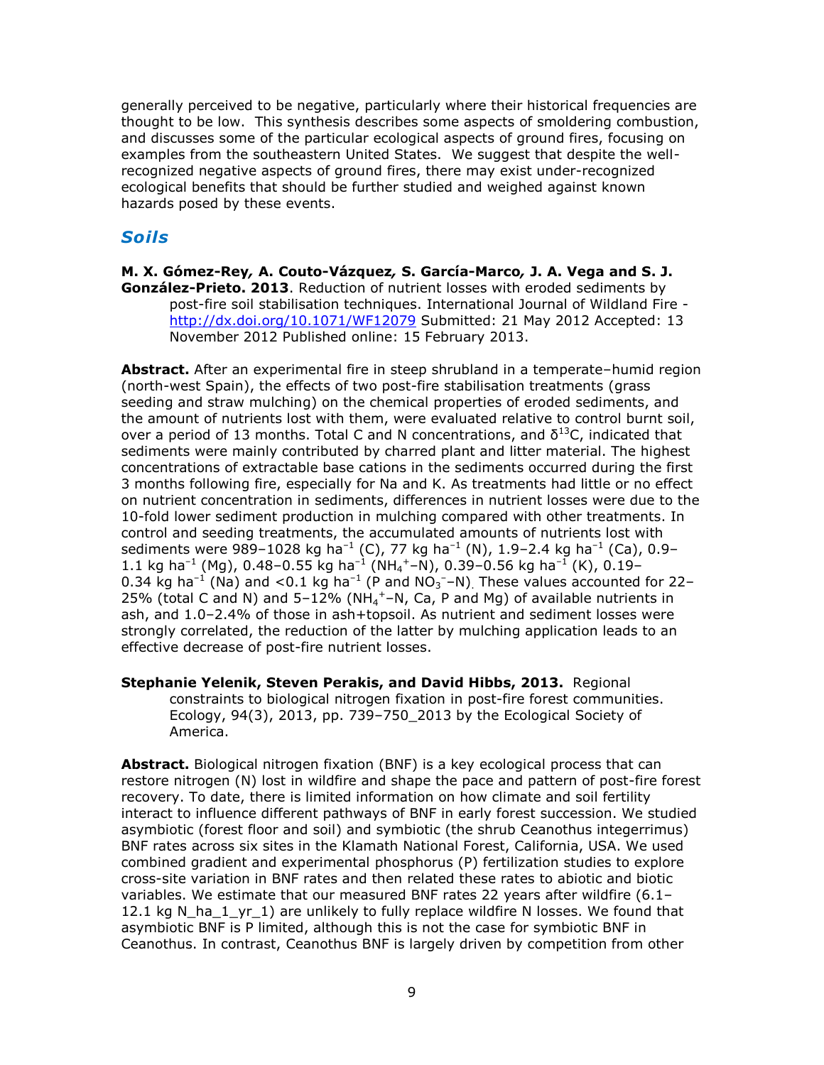generally perceived to be negative, particularly where their historical frequencies are thought to be low. This synthesis describes some aspects of smoldering combustion, and discusses some of the particular ecological aspects of ground fires, focusing on examples from the southeastern United States. We suggest that despite the well-recognized negative aspects of ground fires, there may exist under-recognized ecological benefits that should be further studied and weighed against known hazards posed by these events.

## *Soils*

**M. X. Gómez-Rey*, A. Couto-Vázquez*, S. García-Marco*, J. A. Vega and S. J. González-Prieto. 2013**. Reduction of nutrient losses with eroded sediments by post-fire soil stabilisation techniques. International Journal of Wildland Fire - http://dx.doi.org/10.1071/WF12079 Submitted: 21 May 2012 Accepted: 13 November 2012 Published online: 15 February 2013.

**Abstract.** After an experimental fire in steep shrubland in a temperate–humid region (north-west Spain), the effects of two post-fire stabilisation treatments (grass seeding and straw mulching) on the chemical properties of eroded sediments, and the amount of nutrients lost with them, were evaluated relative to control burnt soil, over a period of 13 months. Total C and N concentrations, and $\delta^{13}C$, indicated that sediments were mainly contributed by charred plant and litter material. The highest concentrations of extractable base cations in the sediments occurred during the first 3 months following fire, especially for Na and K. As treatments had little or no effect on nutrient concentration in sediments, differences in nutrient losses were due to the 10-fold lower sediment production in mulching compared with other treatments. In control and seeding treatments, the accumulated amounts of nutrients lost with sediments were 989–1028 kg $ha^{-1}$ (C), 77 kg $ha^{-1}$ (N), 1.9–2.4 kg $ha^{-1}$ (Ca), 0.9–1.1 kg $ha^{-1}$ (Mg), 0.48–0.55 kg $ha^{-1}$ ($NH_4^+$–N), 0.39–0.56 kg $ha^{-1}$ (K), 0.19–0.34 kg $ha^{-1}$ (Na) and <0.1 kg $ha^{-1}$ (P and $NO_3^-$–N). These values accounted for 22–25% (total C and N) and 5–12% ($NH_4^+$–N, Ca, P and Mg) of available nutrients in ash, and 1.0–2.4% of those in ash+topsoil. As nutrient and sediment losses were strongly correlated, the reduction of the latter by mulching application leads to an effective decrease of post-fire nutrient losses.

**Stephanie Yelenik, Steven Perakis, and David Hibbs, 2013.** Regional constraints to biological nitrogen fixation in post-fire forest communities. Ecology, 94(3), 2013, pp. 739–750_2013 by the Ecological Society of America.

**Abstract.** Biological nitrogen fixation (BNF) is a key ecological process that can restore nitrogen (N) lost in wildfire and shape the pace and pattern of post-fire forest recovery. To date, there is limited information on how climate and soil fertility interact to influence different pathways of BNF in early forest succession. We studied asymbiotic (forest floor and soil) and symbiotic (the shrub Ceanothus integerrimus) BNF rates across six sites in the Klamath National Forest, California, USA. We used combined gradient and experimental phosphorus (P) fertilization studies to explore cross-site variation in BNF rates and then related these rates to abiotic and biotic variables. We estimate that our measured BNF rates 22 years after wildfire (6.1–12.1 kg N_ha_1_yr_1) are unlikely to fully replace wildfire N losses. We found that asymbiotic BNF is P limited, although this is not the case for symbiotic BNF in Ceanothus. In contrast, Ceanothus BNF is largely driven by competition from other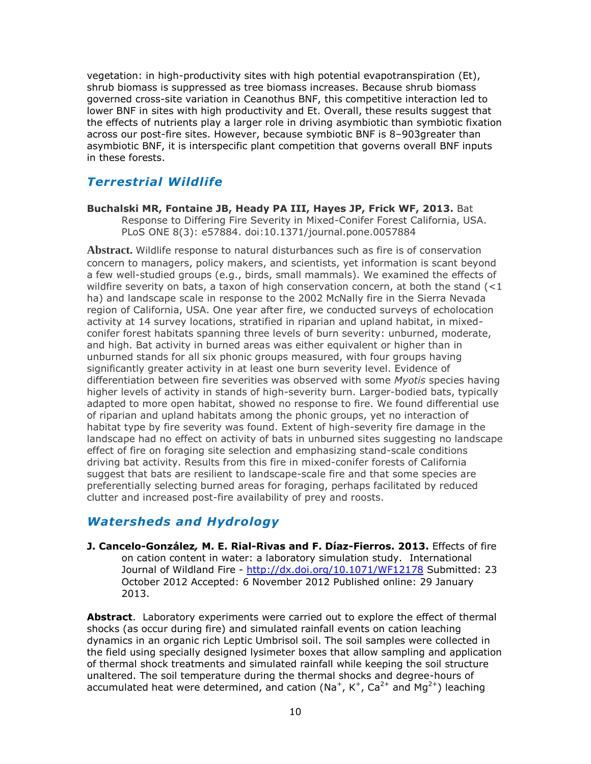vegetation: in high-productivity sites with high potential evapotranspiration (Et), shrub biomass is suppressed as tree biomass increases. Because shrub biomass governed cross-site variation in Ceanothus BNF, this competitive interaction led to lower BNF in sites with high productivity and Et. Overall, these results suggest that the effects of nutrients play a larger role in driving asymbiotic than symbiotic fixation across our post-fire sites. However, because symbiotic BNF is 8–903greater than asymbiotic BNF, it is interspecific plant competition that governs overall BNF inputs in these forests.

## *Terrestrial Wildlife*

**Buchalski MR, Fontaine JB, Heady PA III, Hayes JP, Frick WF, 2013.** Bat Response to Differing Fire Severity in Mixed-Conifer Forest California, USA. PLoS ONE 8(3): e57884. doi:10.1371/journal.pone.0057884

**Abstract.** Wildlife response to natural disturbances such as fire is of conservation concern to managers, policy makers, and scientists, yet information is scant beyond a few well-studied groups (e.g., birds, small mammals). We examined the effects of wildfire severity on bats, a taxon of high conservation concern, at both the stand (<1 ha) and landscape scale in response to the 2002 McNally fire in the Sierra Nevada region of California, USA. One year after fire, we conducted surveys of echolocation activity at 14 survey locations, stratified in riparian and upland habitat, in mixed-conifer forest habitats spanning three levels of burn severity: unburned, moderate, and high. Bat activity in burned areas was either equivalent or higher than in unburned stands for all six phonic groups measured, with four groups having significantly greater activity in at least one burn severity level. Evidence of differentiation between fire severities was observed with some *Myotis* species having higher levels of activity in stands of high-severity burn. Larger-bodied bats, typically adapted to more open habitat, showed no response to fire. We found differential use of riparian and upland habitats among the phonic groups, yet no interaction of habitat type by fire severity was found. Extent of high-severity fire damage in the landscape had no effect on activity of bats in unburned sites suggesting no landscape effect of fire on foraging site selection and emphasizing stand-scale conditions driving bat activity. Results from this fire in mixed-conifer forests of California suggest that bats are resilient to landscape-scale fire and that some species are preferentially selecting burned areas for foraging, perhaps facilitated by reduced clutter and increased post-fire availability of prey and roosts.

## *Watersheds and Hydrology*

**J. Cancelo-González*,* M. E. Rial-Rivas and F. Díaz-Fierros. 2013.** Effects of fire on cation content in water: a laboratory simulation study. International Journal of Wildland Fire - http://dx.doi.org/10.1071/WF12178 Submitted: 23 October 2012 Accepted: 6 November 2012 Published online: 29 January 2013.

**Abstract**. Laboratory experiments were carried out to explore the effect of thermal shocks (as occur during fire) and simulated rainfall events on cation leaching dynamics in an organic rich Leptic Umbrisol soil. The soil samples were collected in the field using specially designed lysimeter boxes that allow sampling and application of thermal shock treatments and simulated rainfall while keeping the soil structure unaltered. The soil temperature during the thermal shocks and degree-hours of accumulated heat were determined, and cation ($Na^+$, $K^+$, $Ca^{2+}$ and $Mg^{2+}$) leaching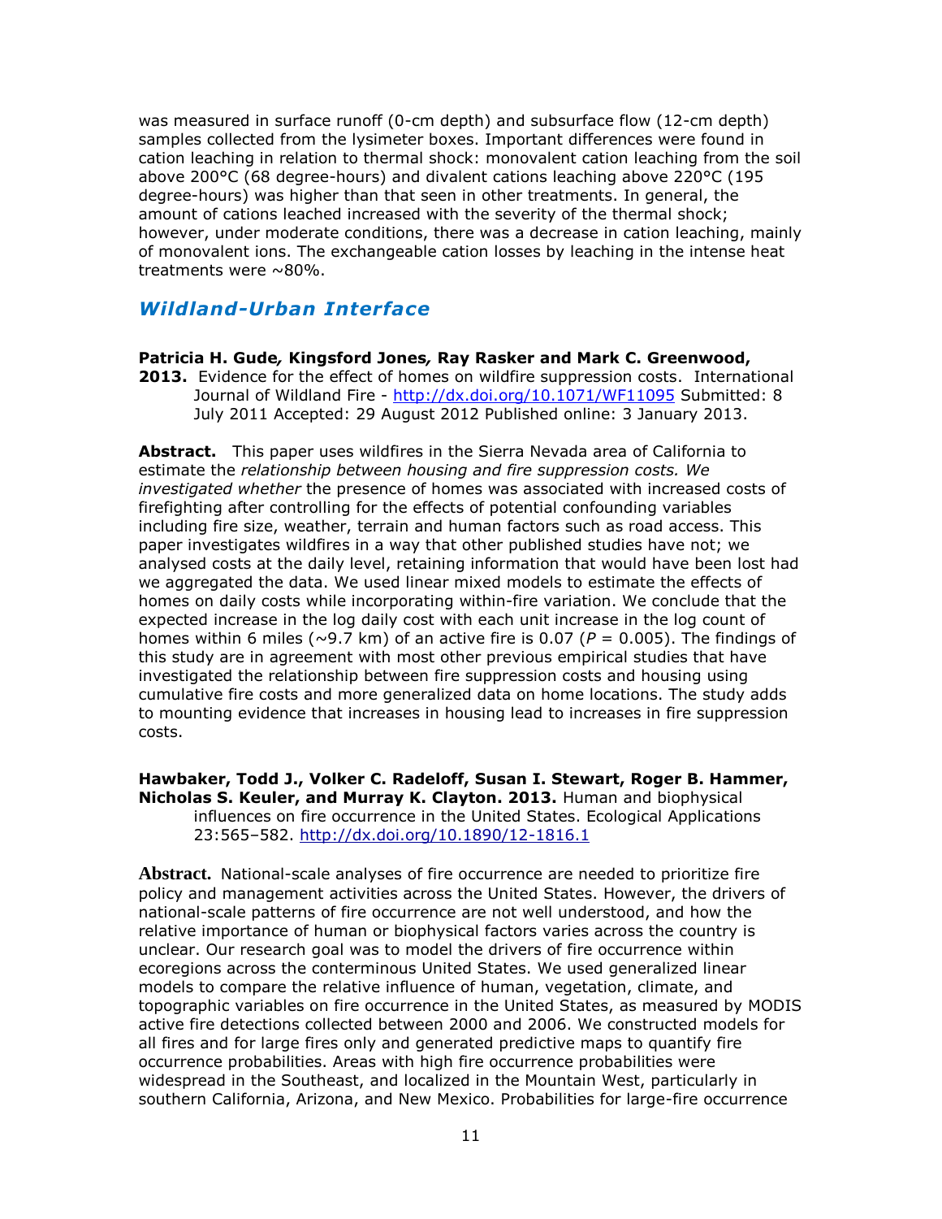was measured in surface runoff (0-cm depth) and subsurface flow (12-cm depth) samples collected from the lysimeter boxes. Important differences were found in cation leaching in relation to thermal shock: monovalent cation leaching from the soil above 200°C (68 degree-hours) and divalent cations leaching above 220°C (195 degree-hours) was higher than that seen in other treatments. In general, the amount of cations leached increased with the severity of the thermal shock; however, under moderate conditions, there was a decrease in cation leaching, mainly of monovalent ions. The exchangeable cation losses by leaching in the intense heat treatments were ~80%.

## *Wildland-Urban Interface*

**Patricia H. Gude*, Kingsford Jones*, Ray Rasker and Mark C. Greenwood, 2013.** Evidence for the effect of homes on wildfire suppression costs. International Journal of Wildland Fire - http://dx.doi.org/10.1071/WF11095 Submitted: 8 July 2011 Accepted: 29 August 2012 Published online: 3 January 2013.

**Abstract.** This paper uses wildfires in the Sierra Nevada area of California to estimate the *relationship between housing and fire suppression costs. We investigated whether* the presence of homes was associated with increased costs of firefighting after controlling for the effects of potential confounding variables including fire size, weather, terrain and human factors such as road access. This paper investigates wildfires in a way that other published studies have not; we analysed costs at the daily level, retaining information that would have been lost had we aggregated the data. We used linear mixed models to estimate the effects of homes on daily costs while incorporating within-fire variation. We conclude that the expected increase in the log daily cost with each unit increase in the log count of homes within 6 miles (~9.7 km) of an active fire is 0.07 ($P$ = 0.005). The findings of this study are in agreement with most other previous empirical studies that have investigated the relationship between fire suppression costs and housing using cumulative fire costs and more generalized data on home locations. The study adds to mounting evidence that increases in housing lead to increases in fire suppression costs.

**Hawbaker, Todd J., Volker C. Radeloff, Susan I. Stewart, Roger B. Hammer, Nicholas S. Keuler, and Murray K. Clayton. 2013.** Human and biophysical influences on fire occurrence in the United States. Ecological Applications 23:565–582. http://dx.doi.org/10.1890/12-1816.1

**Abstract.** National-scale analyses of fire occurrence are needed to prioritize fire policy and management activities across the United States. However, the drivers of national-scale patterns of fire occurrence are not well understood, and how the relative importance of human or biophysical factors varies across the country is unclear. Our research goal was to model the drivers of fire occurrence within ecoregions across the conterminous United States. We used generalized linear models to compare the relative influence of human, vegetation, climate, and topographic variables on fire occurrence in the United States, as measured by MODIS active fire detections collected between 2000 and 2006. We constructed models for all fires and for large fires only and generated predictive maps to quantify fire occurrence probabilities. Areas with high fire occurrence probabilities were widespread in the Southeast, and localized in the Mountain West, particularly in southern California, Arizona, and New Mexico. Probabilities for large-fire occurrence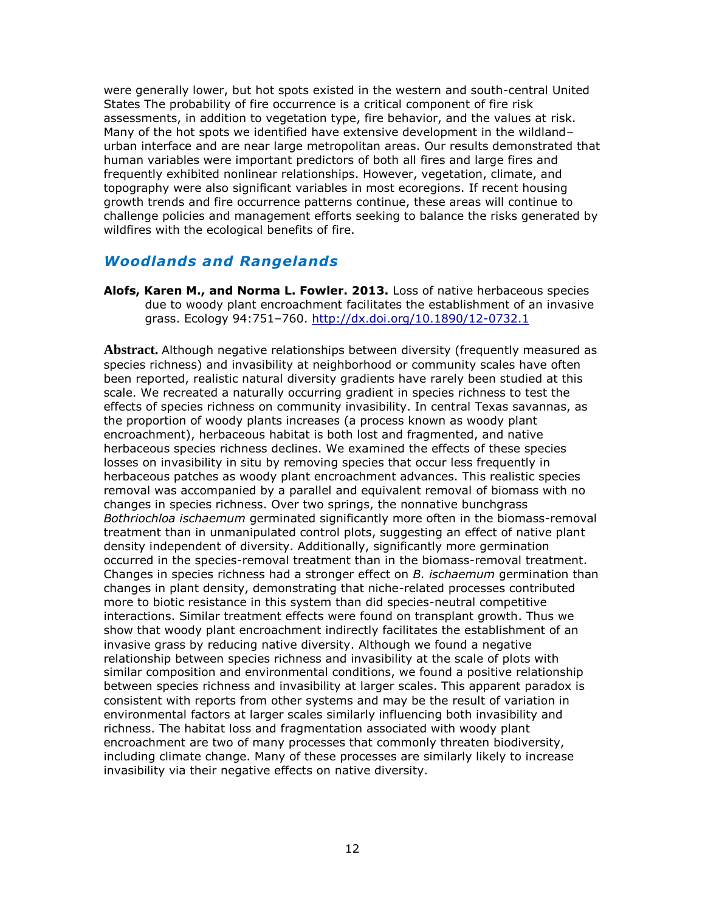were generally lower, but hot spots existed in the western and south-central United States The probability of fire occurrence is a critical component of fire risk assessments, in addition to vegetation type, fire behavior, and the values at risk. Many of the hot spots we identified have extensive development in the wildland–urban interface and are near large metropolitan areas. Our results demonstrated that human variables were important predictors of both all fires and large fires and frequently exhibited nonlinear relationships. However, vegetation, climate, and topography were also significant variables in most ecoregions. If recent housing growth trends and fire occurrence patterns continue, these areas will continue to challenge policies and management efforts seeking to balance the risks generated by wildfires with the ecological benefits of fire.

## *Woodlands and Rangelands*

**Alofs, Karen M., and Norma L. Fowler. 2013.** Loss of native herbaceous species due to woody plant encroachment facilitates the establishment of an invasive grass. Ecology 94:751–760. http://dx.doi.org/10.1890/12-0732.1

**Abstract.** Although negative relationships between diversity (frequently measured as species richness) and invasibility at neighborhood or community scales have often been reported, realistic natural diversity gradients have rarely been studied at this scale. We recreated a naturally occurring gradient in species richness to test the effects of species richness on community invasibility. In central Texas savannas, as the proportion of woody plants increases (a process known as woody plant encroachment), herbaceous habitat is both lost and fragmented, and native herbaceous species richness declines. We examined the effects of these species losses on invasibility in situ by removing species that occur less frequently in herbaceous patches as woody plant encroachment advances. This realistic species removal was accompanied by a parallel and equivalent removal of biomass with no changes in species richness. Over two springs, the nonnative bunchgrass *Bothriochloa ischaemum* germinated significantly more often in the biomass-removal treatment than in unmanipulated control plots, suggesting an effect of native plant density independent of diversity. Additionally, significantly more germination occurred in the species-removal treatment than in the biomass-removal treatment. Changes in species richness had a stronger effect on *B. ischaemum* germination than changes in plant density, demonstrating that niche-related processes contributed more to biotic resistance in this system than did species-neutral competitive interactions. Similar treatment effects were found on transplant growth. Thus we show that woody plant encroachment indirectly facilitates the establishment of an invasive grass by reducing native diversity. Although we found a negative relationship between species richness and invasibility at the scale of plots with similar composition and environmental conditions, we found a positive relationship between species richness and invasibility at larger scales. This apparent paradox is consistent with reports from other systems and may be the result of variation in environmental factors at larger scales similarly influencing both invasibility and richness. The habitat loss and fragmentation associated with woody plant encroachment are two of many processes that commonly threaten biodiversity, including climate change. Many of these processes are similarly likely to increase invasibility via their negative effects on native diversity.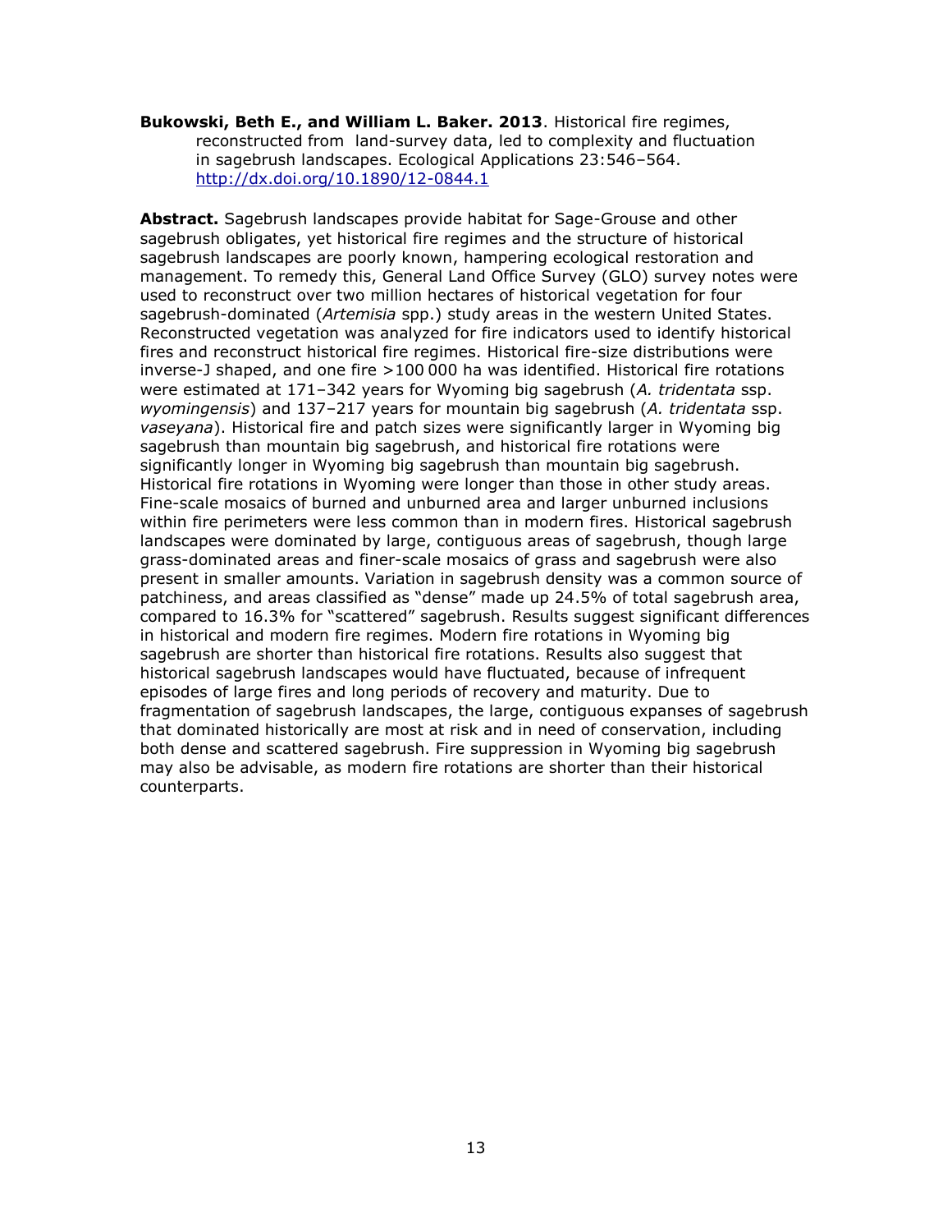**Bukowski, Beth E., and William L. Baker. 2013**. Historical fire regimes, reconstructed from land-survey data, led to complexity and fluctuation in sagebrush landscapes. Ecological Applications 23:546–564. http://dx.doi.org/10.1890/12-0844.1

**Abstract.** Sagebrush landscapes provide habitat for Sage-Grouse and other sagebrush obligates, yet historical fire regimes and the structure of historical sagebrush landscapes are poorly known, hampering ecological restoration and management. To remedy this, General Land Office Survey (GLO) survey notes were used to reconstruct over two million hectares of historical vegetation for four sagebrush-dominated (*Artemisia* spp.) study areas in the western United States. Reconstructed vegetation was analyzed for fire indicators used to identify historical fires and reconstruct historical fire regimes. Historical fire-size distributions were inverse-J shaped, and one fire >100 000 ha was identified. Historical fire rotations were estimated at 171–342 years for Wyoming big sagebrush (*A. tridentata* ssp. *wyomingensis*) and 137–217 years for mountain big sagebrush (*A. tridentata* ssp. *vaseyana*). Historical fire and patch sizes were significantly larger in Wyoming big sagebrush than mountain big sagebrush, and historical fire rotations were significantly longer in Wyoming big sagebrush than mountain big sagebrush. Historical fire rotations in Wyoming were longer than those in other study areas. Fine-scale mosaics of burned and unburned area and larger unburned inclusions within fire perimeters were less common than in modern fires. Historical sagebrush landscapes were dominated by large, contiguous areas of sagebrush, though large grass-dominated areas and finer-scale mosaics of grass and sagebrush were also present in smaller amounts. Variation in sagebrush density was a common source of patchiness, and areas classified as "dense" made up 24.5% of total sagebrush area, compared to 16.3% for "scattered" sagebrush. Results suggest significant differences in historical and modern fire regimes. Modern fire rotations in Wyoming big sagebrush are shorter than historical fire rotations. Results also suggest that historical sagebrush landscapes would have fluctuated, because of infrequent episodes of large fires and long periods of recovery and maturity. Due to fragmentation of sagebrush landscapes, the large, contiguous expanses of sagebrush that dominated historically are most at risk and in need of conservation, including both dense and scattered sagebrush. Fire suppression in Wyoming big sagebrush may also be advisable, as modern fire rotations are shorter than their historical counterparts.